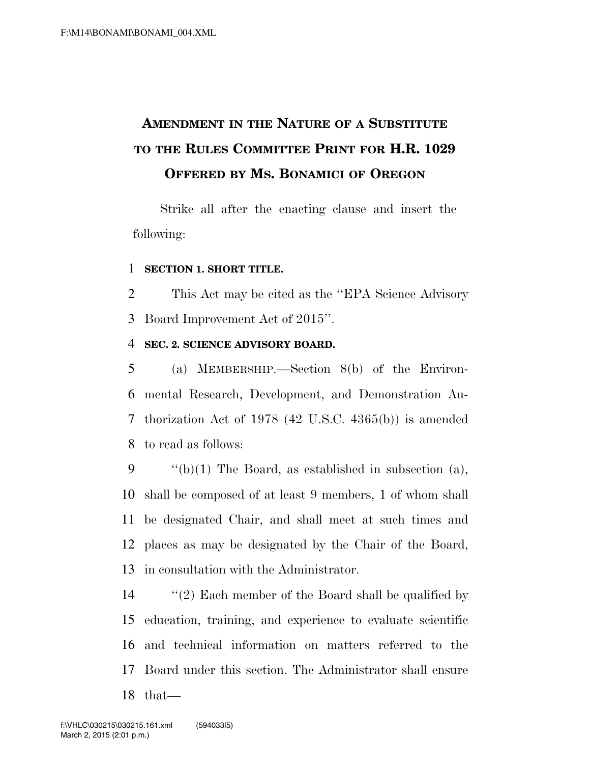# AMENDMENT IN THE NATURE OF A SUBSTITUTE TO THE RULES COMMITTEE PRINT FOR H.R. 1029 OFFERED BY MS. BONAMICI OF OREGON

Strike all after the enacting clause and insert the following:

**SECTION 1. SHORT TITLE.**

This Act may be cited as the "EPA Science Advisory Board Improvement Act of 2015".

**SEC. 2. SCIENCE ADVISORY BOARD.**

(a) MEMBERSHIP.—Section 8(b) of the Environmental Research, Development, and Demonstration Authorization Act of 1978 (42 U.S.C. 4365(b)) is amended to read as follows:

"(b)(1) The Board, as established in subsection (a), shall be composed of at least 9 members, 1 of whom shall be designated Chair, and shall meet at such times and places as may be designated by the Chair of the Board, in consultation with the Administrator.

"(2) Each member of the Board shall be qualified by education, training, and experience to evaluate scientific and technical information on matters referred to the Board under this section. The Administrator shall ensure that—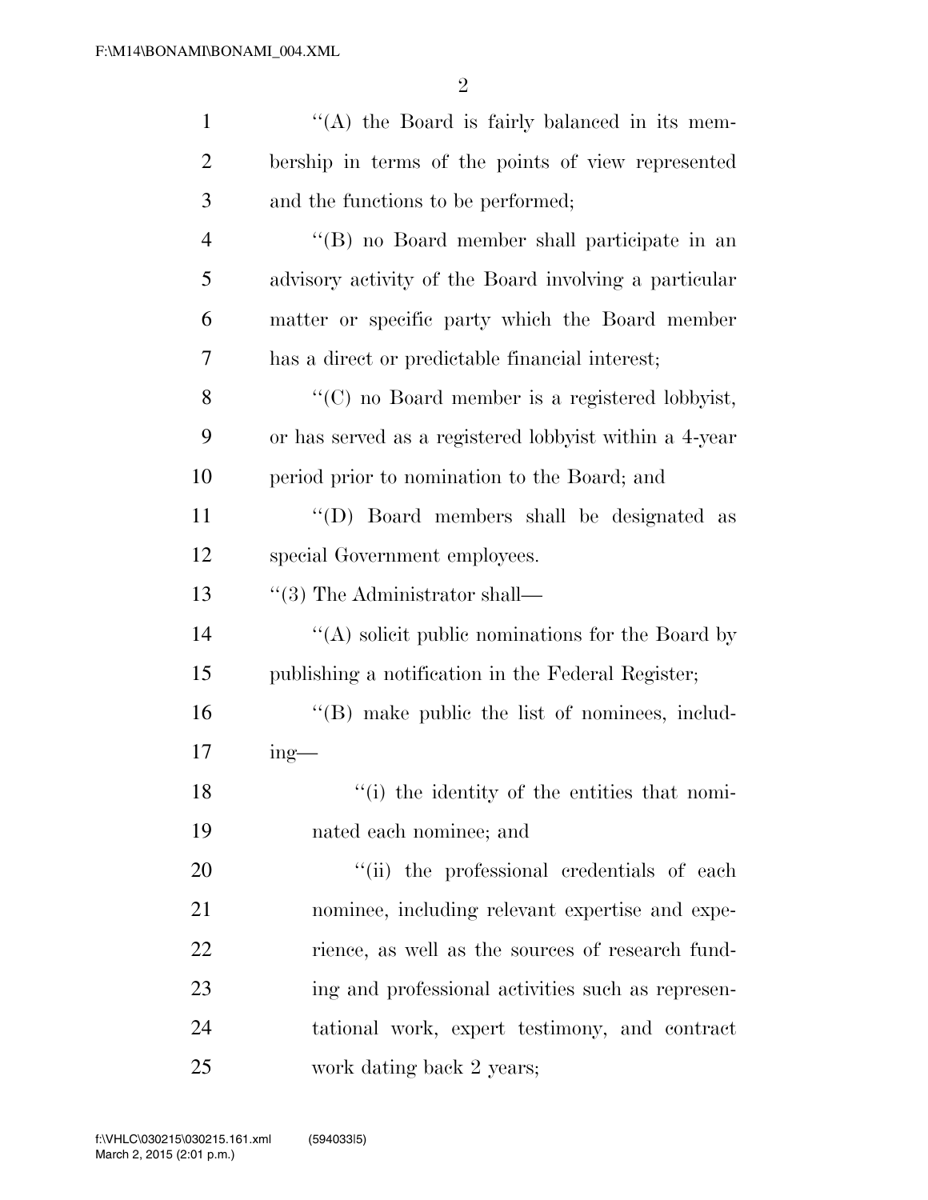"(A) the Board is fairly balanced in its membership in terms of the points of view represented and the functions to be performed;

"(B) no Board member shall participate in an advisory activity of the Board involving a particular matter or specific party which the Board member has a direct or predictable financial interest;

"(C) no Board member is a registered lobbyist, or has served as a registered lobbyist within a 4-year period prior to nomination to the Board; and

"(D) Board members shall be designated as special Government employees.

"(3) The Administrator shall—

"(A) solicit public nominations for the Board by publishing a notification in the Federal Register;

"(B) make public the list of nominees, including—

"(i) the identity of the entities that nominated each nominee; and

"(ii) the professional credentials of each nominee, including relevant expertise and experience, as well as the sources of research funding and professional activities such as representational work, expert testimony, and contract work dating back 2 years;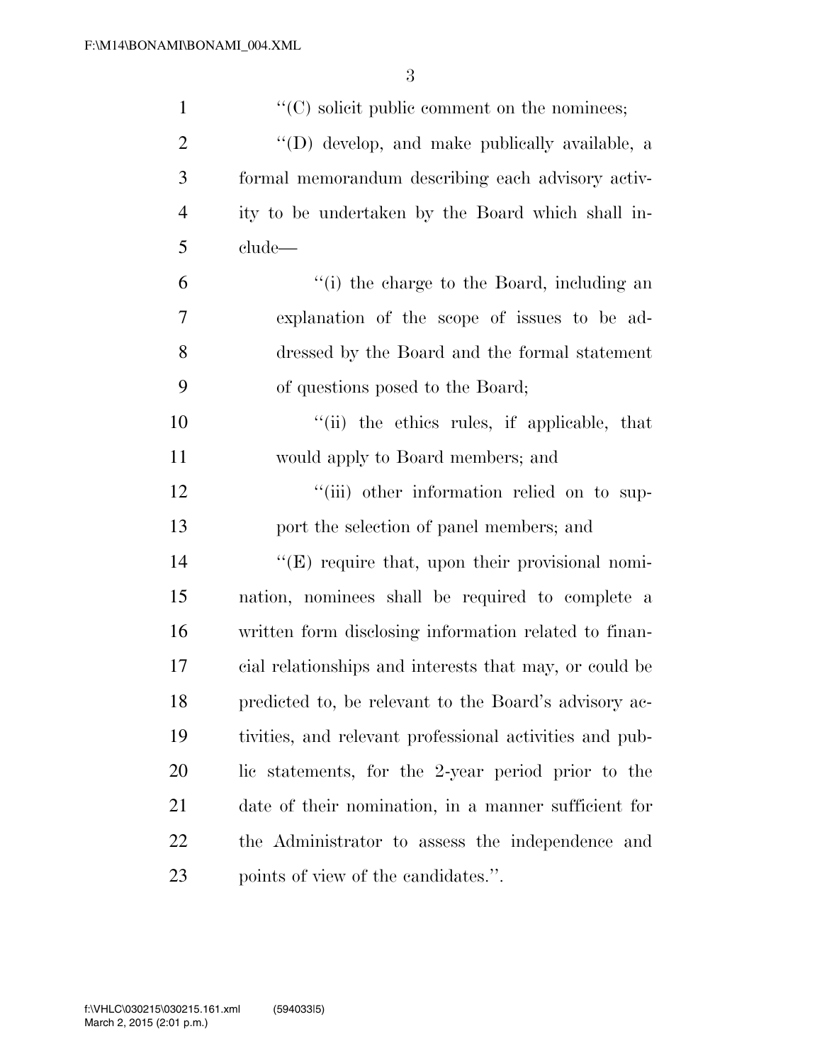''(C) solicit public comment on the nominees;

''(D) develop, and make publically available, a formal memorandum describing each advisory activity to be undertaken by the Board which shall include—

''(i) the charge to the Board, including an explanation of the scope of issues to be addressed by the Board and the formal statement of questions posed to the Board;

''(ii) the ethics rules, if applicable, that would apply to Board members; and

''(iii) other information relied on to support the selection of panel members; and

''(E) require that, upon their provisional nomination, nominees shall be required to complete a written form disclosing information related to financial relationships and interests that may, or could be predicted to, be relevant to the Board's advisory activities, and relevant professional activities and public statements, for the 2-year period prior to the date of their nomination, in a manner sufficient for the Administrator to assess the independence and points of view of the candidates.''.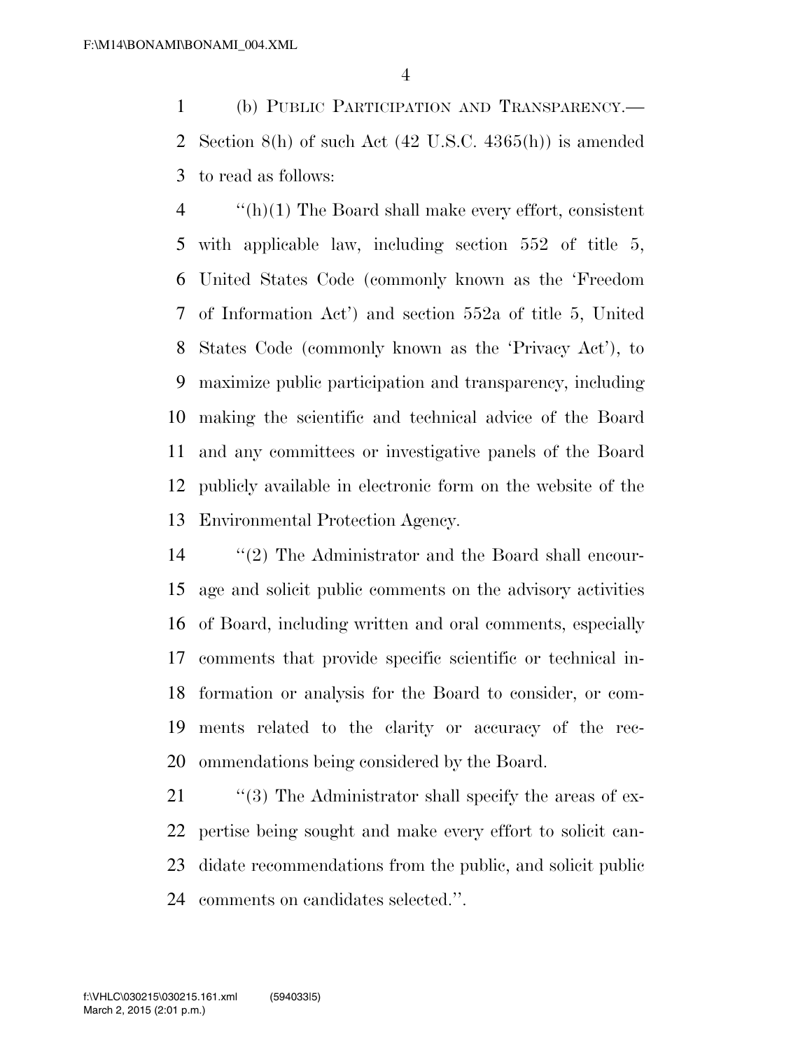(b) PUBLIC PARTICIPATION AND TRANSPARENCY.—Section 8(h) of such Act (42 U.S.C. 4365(h)) is amended to read as follows:

"(h)(1) The Board shall make every effort, consistent with applicable law, including section 552 of title 5, United States Code (commonly known as the 'Freedom of Information Act') and section 552a of title 5, United States Code (commonly known as the 'Privacy Act'), to maximize public participation and transparency, including making the scientific and technical advice of the Board and any committees or investigative panels of the Board publicly available in electronic form on the website of the Environmental Protection Agency.

"(2) The Administrator and the Board shall encourage and solicit public comments on the advisory activities of Board, including written and oral comments, especially comments that provide specific scientific or technical information or analysis for the Board to consider, or comments related to the clarity or accuracy of the recommendations being considered by the Board.

"(3) The Administrator shall specify the areas of expertise being sought and make every effort to solicit candidate recommendations from the public, and solicit public comments on candidates selected.".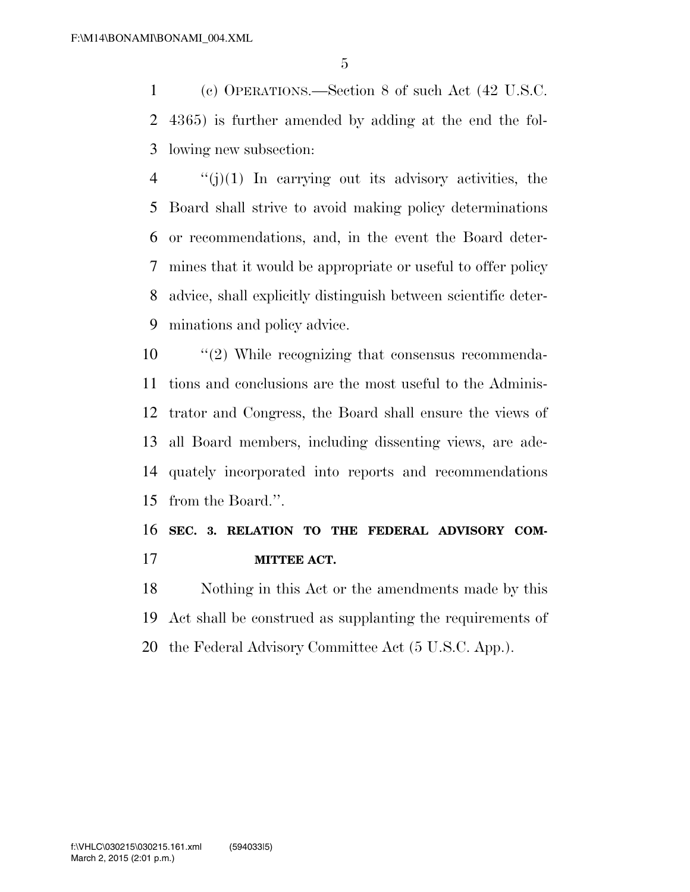(c) OPERATIONS.—Section 8 of such Act (42 U.S.C. 4365) is further amended by adding at the end the following new subsection:

"(j)(1) In carrying out its advisory activities, the Board shall strive to avoid making policy determinations or recommendations, and, in the event the Board determines that it would be appropriate or useful to offer policy advice, shall explicitly distinguish between scientific determinations and policy advice.

"(2) While recognizing that consensus recommendations and conclusions are the most useful to the Administrator and Congress, the Board shall ensure the views of all Board members, including dissenting views, are adequately incorporated into reports and recommendations from the Board.".

## SEC. 3. RELATION TO THE FEDERAL ADVISORY COMMITTEE ACT.

Nothing in this Act or the amendments made by this Act shall be construed as supplanting the requirements of the Federal Advisory Committee Act (5 U.S.C. App.).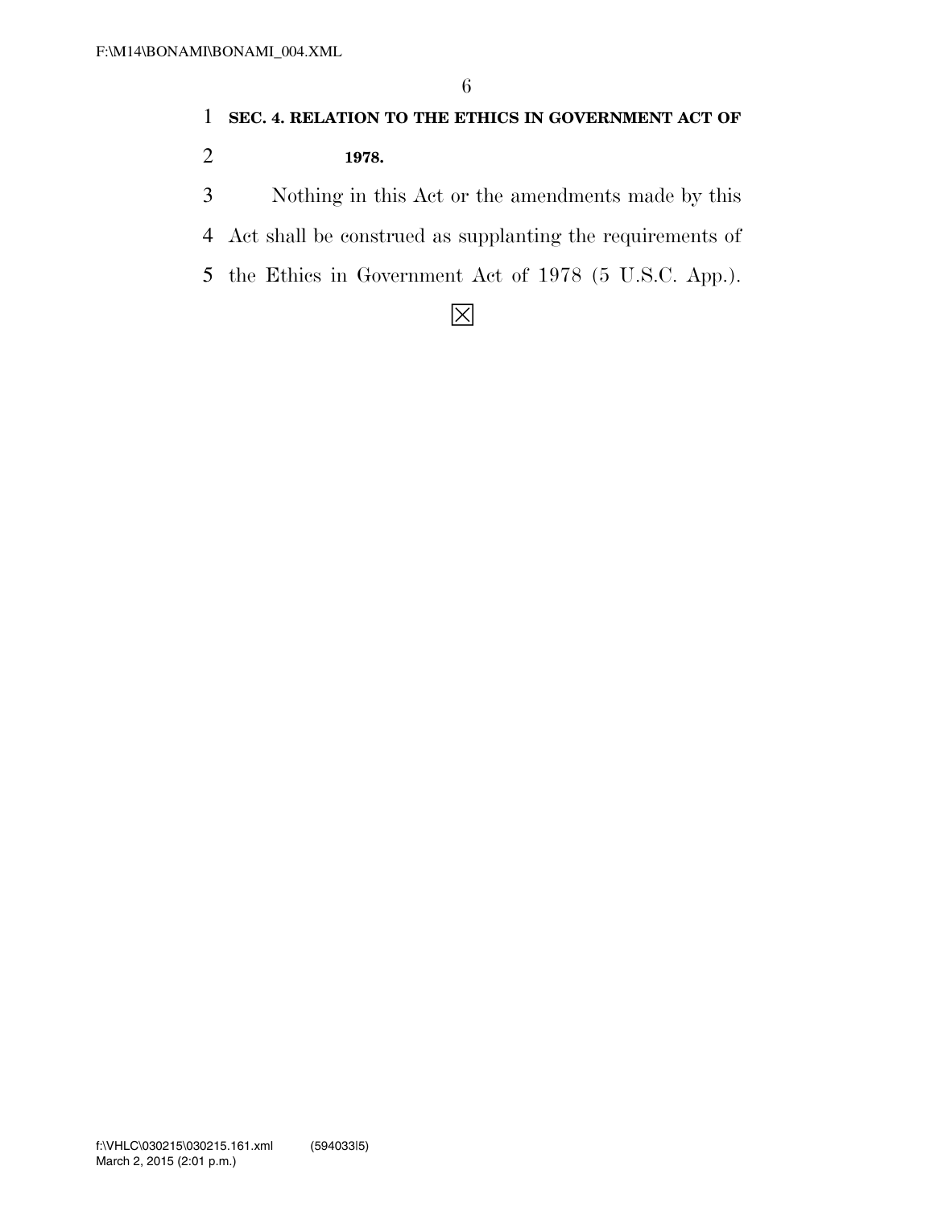**SEC. 4. RELATION TO THE ETHICS IN GOVERNMENT ACT OF 1978.**

Nothing in this Act or the amendments made by this Act shall be construed as supplanting the requirements of the Ethics in Government Act of 1978 (5 U.S.C. App.).